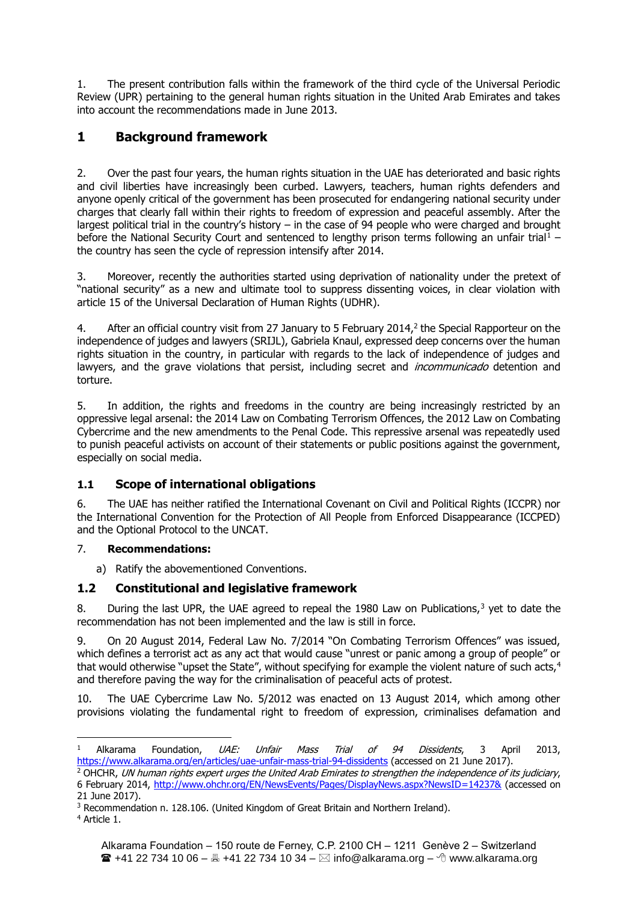1. The present contribution falls within the framework of the third cycle of the Universal Periodic Review (UPR) pertaining to the general human rights situation in the United Arab Emirates and takes into account the recommendations made in June 2013.

# 1 Background framework

2. Over the past four years, the human rights situation in the UAE has deteriorated and basic rights and civil liberties have increasingly been curbed. Lawyers, teachers, human rights defenders and anyone openly critical of the government has been prosecuted for endangering national security under charges that clearly fall within their rights to freedom of expression and peaceful assembly. After the largest political trial in the country's history – in the case of 94 people who were charged and brought before the National Security Court and sentenced to lengthy prison terms following an unfair trial[1] – the country has seen the cycle of repression intensify after 2014.

3. Moreover, recently the authorities started using deprivation of nationality under the pretext of "national security" as a new and ultimate tool to suppress dissenting voices, in clear violation with article 15 of the Universal Declaration of Human Rights (UDHR).

4. After an official country visit from 27 January to 5 February 2014,[2] the Special Rapporteur on the independence of judges and lawyers (SRIJL), Gabriela Knaul, expressed deep concerns over the human rights situation in the country, in particular with regards to the lack of independence of judges and lawyers, and the grave violations that persist, including secret and *incommunicado* detention and torture.

5. In addition, the rights and freedoms in the country are being increasingly restricted by an oppressive legal arsenal: the 2014 Law on Combating Terrorism Offences, the 2012 Law on Combating Cybercrime and the new amendments to the Penal Code. This repressive arsenal was repeatedly used to punish peaceful activists on account of their statements or public positions against the government, especially on social media.

## 1.1 Scope of international obligations

6. The UAE has neither ratified the International Covenant on Civil and Political Rights (ICCPR) nor the International Convention for the Protection of All People from Enforced Disappearance (ICCPED) and the Optional Protocol to the UNCAT.

7. **Recommendations:**

a) Ratify the abovementioned Conventions.

## 1.2 Constitutional and legislative framework

8. During the last UPR, the UAE agreed to repeal the 1980 Law on Publications,[3] yet to date the recommendation has not been implemented and the law is still in force.

9. On 20 August 2014, Federal Law No. 7/2014 "On Combating Terrorism Offences" was issued, which defines a terrorist act as any act that would cause "unrest or panic among a group of people" or that would otherwise "upset the State", without specifying for example the violent nature of such acts,[4] and therefore paving the way for the criminalisation of peaceful acts of protest.

10. The UAE Cybercrime Law No. 5/2012 was enacted on 13 August 2014, which among other provisions violating the fundamental right to freedom of expression, criminalises defamation and

---

[1] Alkarama Foundation, *UAE: Unfair Mass Trial of 94 Dissidents*, 3 April 2013, https://www.alkarama.org/en/articles/uae-unfair-mass-trial-94-dissidents (accessed on 21 June 2017).

[2] OHCHR, *UN human rights expert urges the United Arab Emirates to strengthen the independence of its judiciary*, 6 February 2014, http://www.ohchr.org/EN/NewsEvents/Pages/DisplayNews.aspx?NewsID=14237& (accessed on 21 June 2017).

[3] Recommendation n. 128.106. (United Kingdom of Great Britain and Northern Ireland).

[4] Article 1.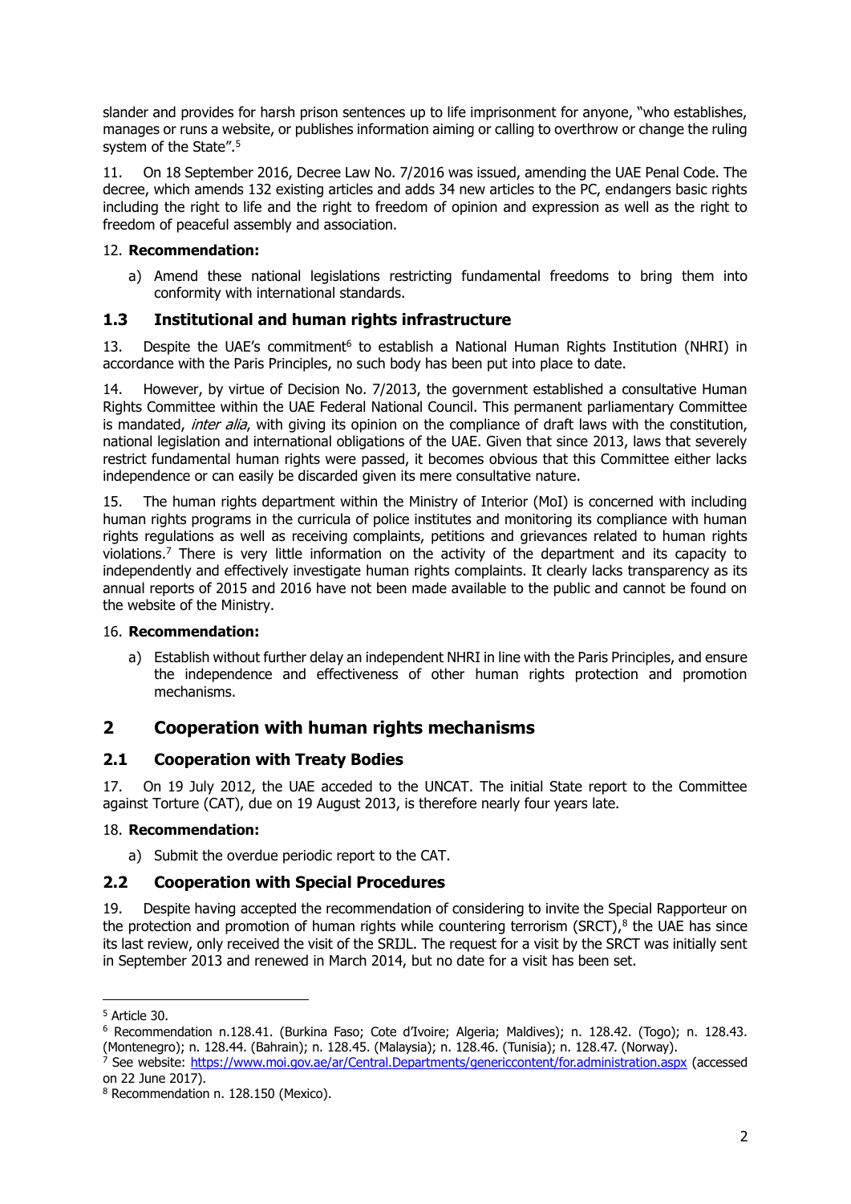slander and provides for harsh prison sentences up to life imprisonment for anyone, "who establishes, manages or runs a website, or publishes information aiming or calling to overthrow or change the ruling system of the State".[5]

11. On 18 September 2016, Decree Law No. 7/2016 was issued, amending the UAE Penal Code. The decree, which amends 132 existing articles and adds 34 new articles to the PC, endangers basic rights including the right to life and the right to freedom of opinion and expression as well as the right to freedom of peaceful assembly and association.

12. **Recommendation:**

a) Amend these national legislations restricting fundamental freedoms to bring them into conformity with international standards.

### 1.3 Institutional and human rights infrastructure

13. Despite the UAE's commitment[6] to establish a National Human Rights Institution (NHRI) in accordance with the Paris Principles, no such body has been put into place to date.

14. However, by virtue of Decision No. 7/2013, the government established a consultative Human Rights Committee within the UAE Federal National Council. This permanent parliamentary Committee is mandated, *inter alia*, with giving its opinion on the compliance of draft laws with the constitution, national legislation and international obligations of the UAE. Given that since 2013, laws that severely restrict fundamental human rights were passed, it becomes obvious that this Committee either lacks independence or can easily be discarded given its mere consultative nature.

15. The human rights department within the Ministry of Interior (MoI) is concerned with including human rights programs in the curricula of police institutes and monitoring its compliance with human rights regulations as well as receiving complaints, petitions and grievances related to human rights violations.[7] There is very little information on the activity of the department and its capacity to independently and effectively investigate human rights complaints. It clearly lacks transparency as its annual reports of 2015 and 2016 have not been made available to the public and cannot be found on the website of the Ministry.

16. **Recommendation:**

a) Establish without further delay an independent NHRI in line with the Paris Principles, and ensure the independence and effectiveness of other human rights protection and promotion mechanisms.

## 2 Cooperation with human rights mechanisms

### 2.1 Cooperation with Treaty Bodies

17. On 19 July 2012, the UAE acceded to the UNCAT. The initial State report to the Committee against Torture (CAT), due on 19 August 2013, is therefore nearly four years late.

18. **Recommendation:**

a) Submit the overdue periodic report to the CAT.

### 2.2 Cooperation with Special Procedures

19. Despite having accepted the recommendation of considering to invite the Special Rapporteur on the protection and promotion of human rights while countering terrorism (SRCT),[8] the UAE has since its last review, only received the visit of the SRIJL. The request for a visit by the SRCT was initially sent in September 2013 and renewed in March 2014, but no date for a visit has been set.

---

[5] Article 30.

[6] Recommendation n.128.41. (Burkina Faso; Cote d'Ivoire; Algeria; Maldives); n. 128.42. (Togo); n. 128.43. (Montenegro); n. 128.44. (Bahrain); n. 128.45. (Malaysia); n. 128.46. (Tunisia); n. 128.47. (Norway).

[7] See website: https://www.moi.gov.ae/ar/Central.Departments/genericcontent/for.administration.aspx (accessed on 22 June 2017).

[8] Recommendation n. 128.150 (Mexico).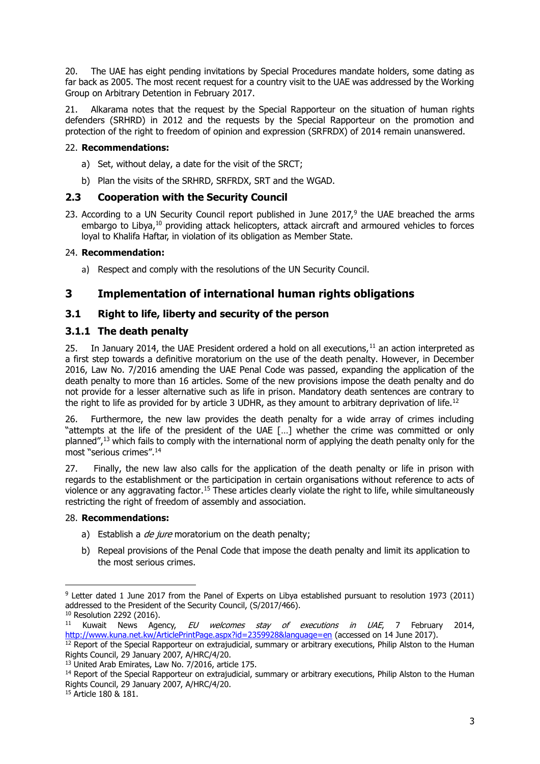20. The UAE has eight pending invitations by Special Procedures mandate holders, some dating as far back as 2005. The most recent request for a country visit to the UAE was addressed by the Working Group on Arbitrary Detention in February 2017.

21. Alkarama notes that the request by the Special Rapporteur on the situation of human rights defenders (SRHRD) in 2012 and the requests by the Special Rapporteur on the promotion and protection of the right to freedom of opinion and expression (SRFRDX) of 2014 remain unanswered.

22. **Recommendations:**

a) Set, without delay, a date for the visit of the SRCT;

b) Plan the visits of the SRHRD, SRFRDX, SRT and the WGAD.

### 2.3 Cooperation with the Security Council

23. According to a UN Security Council report published in June 2017,[9] the UAE breached the arms embargo to Libya,[10] providing attack helicopters, attack aircraft and armoured vehicles to forces loyal to Khalifa Haftar, in violation of its obligation as Member State.

24. **Recommendation:**

a) Respect and comply with the resolutions of the UN Security Council.

## 3 Implementation of international human rights obligations

### 3.1 Right to life, liberty and security of the person

#### 3.1.1 The death penalty

25. In January 2014, the UAE President ordered a hold on all executions,[11] an action interpreted as a first step towards a definitive moratorium on the use of the death penalty. However, in December 2016, Law No. 7/2016 amending the UAE Penal Code was passed, expanding the application of the death penalty to more than 16 articles. Some of the new provisions impose the death penalty and do not provide for a lesser alternative such as life in prison. Mandatory death sentences are contrary to the right to life as provided for by article 3 UDHR, as they amount to arbitrary deprivation of life.[12]

26. Furthermore, the new law provides the death penalty for a wide array of crimes including "attempts at the life of the president of the UAE […] whether the crime was committed or only planned",[13] which fails to comply with the international norm of applying the death penalty only for the most "serious crimes".[14]

27. Finally, the new law also calls for the application of the death penalty or life in prison with regards to the establishment or the participation in certain organisations without reference to acts of violence or any aggravating factor.[15] These articles clearly violate the right to life, while simultaneously restricting the right of freedom of assembly and association.

28. **Recommendations:**

a) Establish a *de jure* moratorium on the death penalty;

b) Repeal provisions of the Penal Code that impose the death penalty and limit its application to the most serious crimes.

---

[9] Letter dated 1 June 2017 from the Panel of Experts on Libya established pursuant to resolution 1973 (2011) addressed to the President of the Security Council, (S/2017/466).

[10] Resolution 2292 (2016).

[11] Kuwait News Agency, *EU welcomes stay of executions in UAE*, 7 February 2014, http://www.kuna.net.kw/ArticlePrintPage.aspx?id=2359928&language=en (accessed on 14 June 2017).

[12] Report of the Special Rapporteur on extrajudicial, summary or arbitrary executions, Philip Alston to the Human Rights Council, 29 January 2007, A/HRC/4/20.

[13] United Arab Emirates, Law No. 7/2016, article 175.

[14] Report of the Special Rapporteur on extrajudicial, summary or arbitrary executions, Philip Alston to the Human Rights Council, 29 January 2007, A/HRC/4/20.

[15] Article 180 & 181.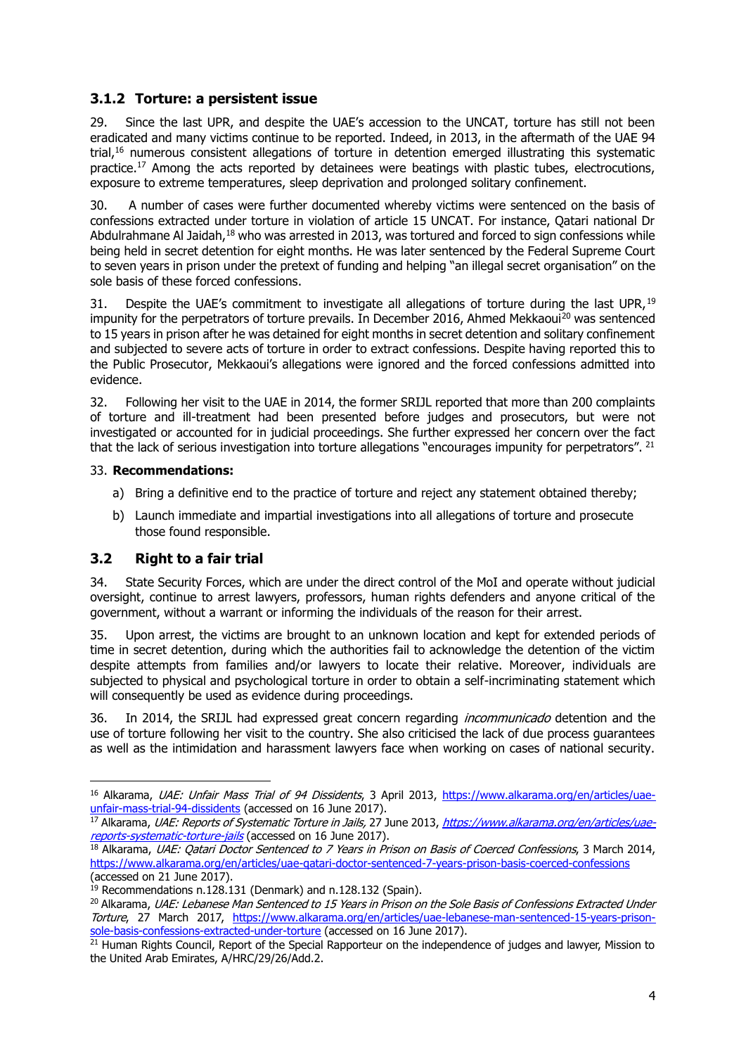### 3.1.2 Torture: a persistent issue

29. Since the last UPR, and despite the UAE's accession to the UNCAT, torture has still not been eradicated and many victims continue to be reported. Indeed, in 2013, in the aftermath of the UAE 94 trial,[16] numerous consistent allegations of torture in detention emerged illustrating this systematic practice.[17] Among the acts reported by detainees were beatings with plastic tubes, electrocutions, exposure to extreme temperatures, sleep deprivation and prolonged solitary confinement.

30. A number of cases were further documented whereby victims were sentenced on the basis of confessions extracted under torture in violation of article 15 UNCAT. For instance, Qatari national Dr Abdulrahmane Al Jaidah,[18] who was arrested in 2013, was tortured and forced to sign confessions while being held in secret detention for eight months. He was later sentenced by the Federal Supreme Court to seven years in prison under the pretext of funding and helping "an illegal secret organisation" on the sole basis of these forced confessions.

31. Despite the UAE's commitment to investigate all allegations of torture during the last UPR,[19] impunity for the perpetrators of torture prevails. In December 2016, Ahmed Mekkaoui[20] was sentenced to 15 years in prison after he was detained for eight months in secret detention and solitary confinement and subjected to severe acts of torture in order to extract confessions. Despite having reported this to the Public Prosecutor, Mekkaoui's allegations were ignored and the forced confessions admitted into evidence.

32. Following her visit to the UAE in 2014, the former SRIJL reported that more than 200 complaints of torture and ill-treatment had been presented before judges and prosecutors, but were not investigated or accounted for in judicial proceedings. She further expressed her concern over the fact that the lack of serious investigation into torture allegations "encourages impunity for perpetrators".[21]

33. **Recommendations:**

a) Bring a definitive end to the practice of torture and reject any statement obtained thereby;

b) Launch immediate and impartial investigations into all allegations of torture and prosecute those found responsible.

## 3.2 Right to a fair trial

34. State Security Forces, which are under the direct control of the MoI and operate without judicial oversight, continue to arrest lawyers, professors, human rights defenders and anyone critical of the government, without a warrant or informing the individuals of the reason for their arrest.

35. Upon arrest, the victims are brought to an unknown location and kept for extended periods of time in secret detention, during which the authorities fail to acknowledge the detention of the victim despite attempts from families and/or lawyers to locate their relative. Moreover, individuals are subjected to physical and psychological torture in order to obtain a self-incriminating statement which will consequently be used as evidence during proceedings.

36. In 2014, the SRIJL had expressed great concern regarding *incommunicado* detention and the use of torture following her visit to the country. She also criticised the lack of due process guarantees as well as the intimidation and harassment lawyers face when working on cases of national security.

---

[16] Alkarama, *UAE: Unfair Mass Trial of 94 Dissidents*, 3 April 2013, https://www.alkarama.org/en/articles/uae-unfair-mass-trial-94-dissidents (accessed on 16 June 2017).

[17] Alkarama, *UAE: Reports of Systematic Torture in Jails,* 27 June 2013, *https://www.alkarama.org/en/articles/uae-reports-systematic-torture-jails* (accessed on 16 June 2017).

[18] Alkarama, *UAE: Qatari Doctor Sentenced to 7 Years in Prison on Basis of Coerced Confessions*, 3 March 2014, https://www.alkarama.org/en/articles/uae-qatari-doctor-sentenced-7-years-prison-basis-coerced-confessions (accessed on 21 June 2017).

[19] Recommendations n.128.131 (Denmark) and n.128.132 (Spain).

[20] Alkarama, *UAE: Lebanese Man Sentenced to 15 Years in Prison on the Sole Basis of Confessions Extracted Under Torture*, 27 March 2017, https://www.alkarama.org/en/articles/uae-lebanese-man-sentenced-15-years-prison-sole-basis-confessions-extracted-under-torture (accessed on 16 June 2017).

[21] Human Rights Council, Report of the Special Rapporteur on the independence of judges and lawyer, Mission to the United Arab Emirates, A/HRC/29/26/Add.2.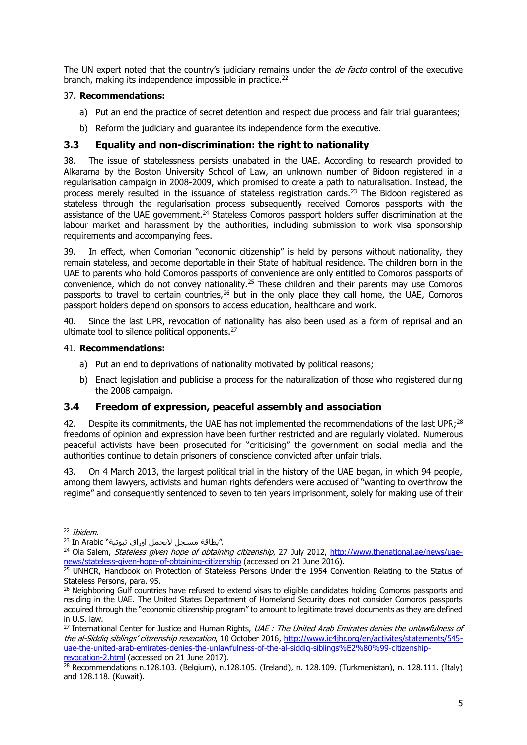The UN expert noted that the country's judiciary remains under the *de facto* control of the executive branch, making its independence impossible in practice.[22]

37. **Recommendations:**

a) Put an end the practice of secret detention and respect due process and fair trial guarantees;

b) Reform the judiciary and guarantee its independence form the executive.

## 3.3 Equality and non-discrimination: the right to nationality

38. The issue of statelessness persists unabated in the UAE. According to research provided to Alkarama by the Boston University School of Law, an unknown number of Bidoon registered in a regularisation campaign in 2008-2009, which promised to create a path to naturalisation. Instead, the process merely resulted in the issuance of stateless registration cards.[23] The Bidoon registered as stateless through the regularisation process subsequently received Comoros passports with the assistance of the UAE government.[24] Stateless Comoros passport holders suffer discrimination at the labour market and harassment by the authorities, including submission to work visa sponsorship requirements and accompanying fees.

39. In effect, when Comorian "economic citizenship" is held by persons without nationality, they remain stateless, and become deportable in their State of habitual residence. The children born in the UAE to parents who hold Comoros passports of convenience are only entitled to Comoros passports of convenience, which do not convey nationality.[25] These children and their parents may use Comoros passports to travel to certain countries,[26] but in the only place they call home, the UAE, Comoros passport holders depend on sponsors to access education, healthcare and work.

40. Since the last UPR, revocation of nationality has also been used as a form of reprisal and an ultimate tool to silence political opponents.[27]

41. **Recommendations:**

a) Put an end to deprivations of nationality motivated by political reasons;

b) Enact legislation and publicise a process for the naturalization of those who registered during the 2008 campaign.

## 3.4 Freedom of expression, peaceful assembly and association

42. Despite its commitments, the UAE has not implemented the recommendations of the last UPR;[28] freedoms of opinion and expression have been further restricted and are regularly violated. Numerous peaceful activists have been prosecuted for "criticising" the government on social media and the authorities continue to detain prisoners of conscience convicted after unfair trials.

43. On 4 March 2013, the largest political trial in the history of the UAE began, in which 94 people, among them lawyers, activists and human rights defenders were accused of "wanting to overthrow the regime" and consequently sentenced to seven to ten years imprisonment, solely for making use of their

---

[22] *Ibidem.*

[23] In Arabic "بطاقة مسجل لايحمل أوراق ثبوتية".

[24] Ola Salem, *Stateless given hope of obtaining citizenship*, 27 July 2012, http://www.thenational.ae/news/uae-news/stateless-given-hope-of-obtaining-citizenship (accessed on 21 June 2016).

[25] UNHCR, Handbook on Protection of Stateless Persons Under the 1954 Convention Relating to the Status of Stateless Persons, para. 95.

[26] Neighboring Gulf countries have refused to extend visas to eligible candidates holding Comoros passports and residing in the UAE. The United States Department of Homeland Security does not consider Comoros passports acquired through the "economic citizenship program" to amount to legitimate travel documents as they are defined in U.S. law.

[27] International Center for Justice and Human Rights, *UAE : The United Arab Emirates denies the unlawfulness of the al-Siddiq siblings' citizenship revocation*, 10 October 2016, http://www.ic4jhr.org/en/activites/statements/545-uae-the-united-arab-emirates-denies-the-unlawfulness-of-the-al-siddiq-siblings%E2%80%99-citizenship-revocation-2.html (accessed on 21 June 2017).

[28] Recommendations n.128.103. (Belgium), n.128.105. (Ireland), n. 128.109. (Turkmenistan), n. 128.111. (Italy) and 128.118. (Kuwait).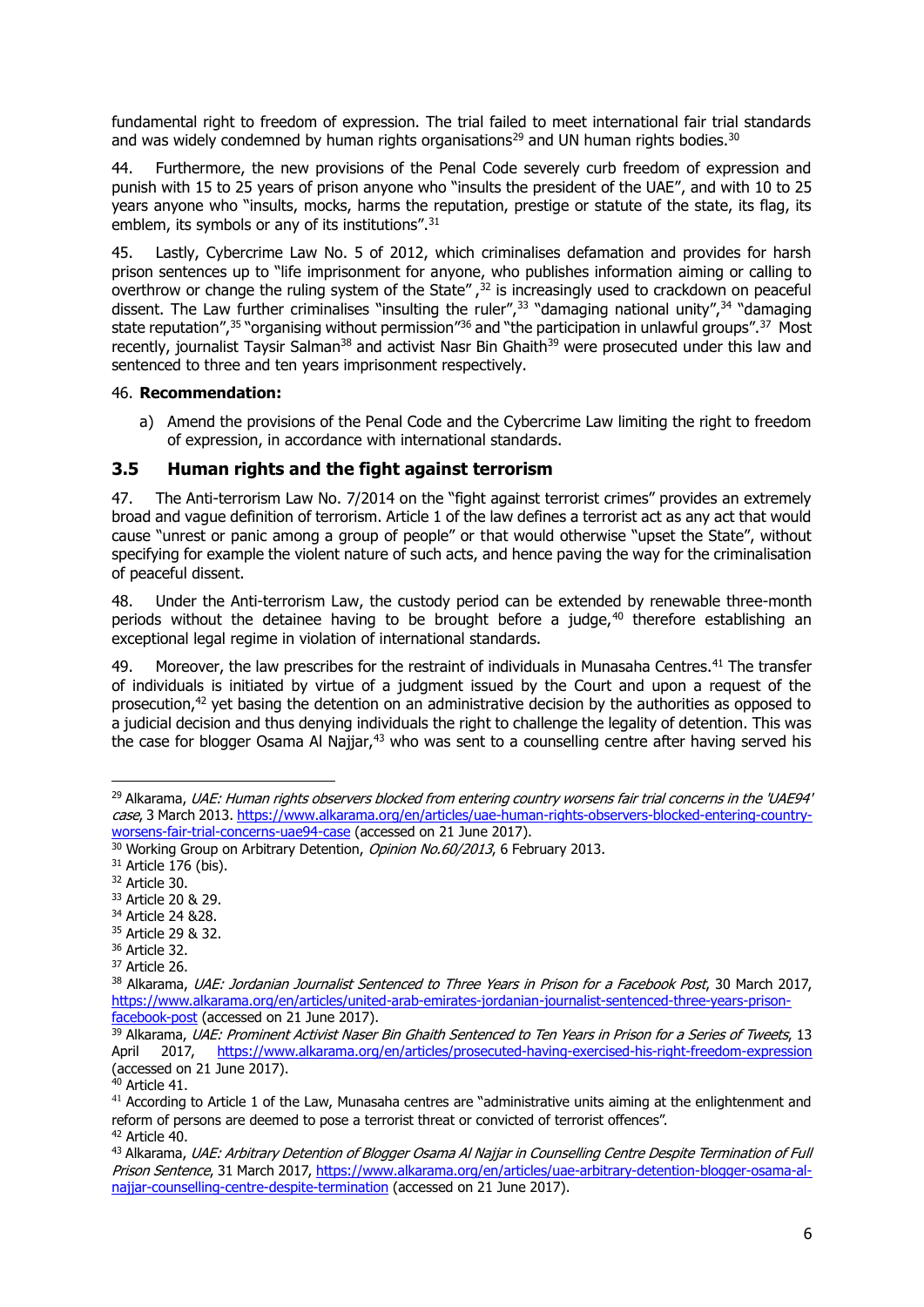fundamental right to freedom of expression. The trial failed to meet international fair trial standards and was widely condemned by human rights organisations[29] and UN human rights bodies.[30]

44. Furthermore, the new provisions of the Penal Code severely curb freedom of expression and punish with 15 to 25 years of prison anyone who "insults the president of the UAE", and with 10 to 25 years anyone who "insults, mocks, harms the reputation, prestige or statute of the state, its flag, its emblem, its symbols or any of its institutions".[31]

45. Lastly, Cybercrime Law No. 5 of 2012, which criminalises defamation and provides for harsh prison sentences up to "life imprisonment for anyone, who publishes information aiming or calling to overthrow or change the ruling system of the State" ,[32] is increasingly used to crackdown on peaceful dissent. The Law further criminalises "insulting the ruler",[33] "damaging national unity",[34] "damaging state reputation",[35] "organising without permission"[36] and "the participation in unlawful groups".[37] Most recently, journalist Taysir Salman[38] and activist Nasr Bin Ghaith[39] were prosecuted under this law and sentenced to three and ten years imprisonment respectively.

46. **Recommendation:**

a) Amend the provisions of the Penal Code and the Cybercrime Law limiting the right to freedom of expression, in accordance with international standards.

### 3.5 Human rights and the fight against terrorism

47. The Anti-terrorism Law No. 7/2014 on the "fight against terrorist crimes" provides an extremely broad and vague definition of terrorism. Article 1 of the law defines a terrorist act as any act that would cause "unrest or panic among a group of people" or that would otherwise "upset the State", without specifying for example the violent nature of such acts, and hence paving the way for the criminalisation of peaceful dissent.

48. Under the Anti-terrorism Law, the custody period can be extended by renewable three-month periods without the detainee having to be brought before a judge,[40] therefore establishing an exceptional legal regime in violation of international standards.

49. Moreover, the law prescribes for the restraint of individuals in Munasaha Centres.[41] The transfer of individuals is initiated by virtue of a judgment issued by the Court and upon a request of the prosecution,[42] yet basing the detention on an administrative decision by the authorities as opposed to a judicial decision and thus denying individuals the right to challenge the legality of detention. This was the case for blogger Osama Al Najjar,[43] who was sent to a counselling centre after having served his

---

[29] Alkarama, *UAE: Human rights observers blocked from entering country worsens fair trial concerns in the 'UAE94' case*, 3 March 2013. https://www.alkarama.org/en/articles/uae-human-rights-observers-blocked-entering-country-worsens-fair-trial-concerns-uae94-case (accessed on 21 June 2017).

[30] Working Group on Arbitrary Detention, *Opinion No.60/2013*, 6 February 2013.

[31] Article 176 (bis).

[32] Article 30.

[33] Article 20 & 29.

[34] Article 24 &28.

[35] Article 29 & 32.

[36] Article 32.

[37] Article 26.

[38] Alkarama, *UAE: Jordanian Journalist Sentenced to Three Years in Prison for a Facebook Post*, 30 March 2017, https://www.alkarama.org/en/articles/united-arab-emirates-jordanian-journalist-sentenced-three-years-prison-facebook-post (accessed on 21 June 2017).

[39] Alkarama, *UAE: Prominent Activist Naser Bin Ghaith Sentenced to Ten Years in Prison for a Series of Tweets*, 13 April 2017, https://www.alkarama.org/en/articles/prosecuted-having-exercised-his-right-freedom-expression (accessed on 21 June 2017).

[40] Article 41.

[41] According to Article 1 of the Law, Munasaha centres are "administrative units aiming at the enlightenment and reform of persons are deemed to pose a terrorist threat or convicted of terrorist offences".

[42] Article 40.

[43] Alkarama, *UAE: Arbitrary Detention of Blogger Osama Al Najjar in Counselling Centre Despite Termination of Full Prison Sentence*, 31 March 2017, https://www.alkarama.org/en/articles/uae-arbitrary-detention-blogger-osama-al-najjar-counselling-centre-despite-termination (accessed on 21 June 2017).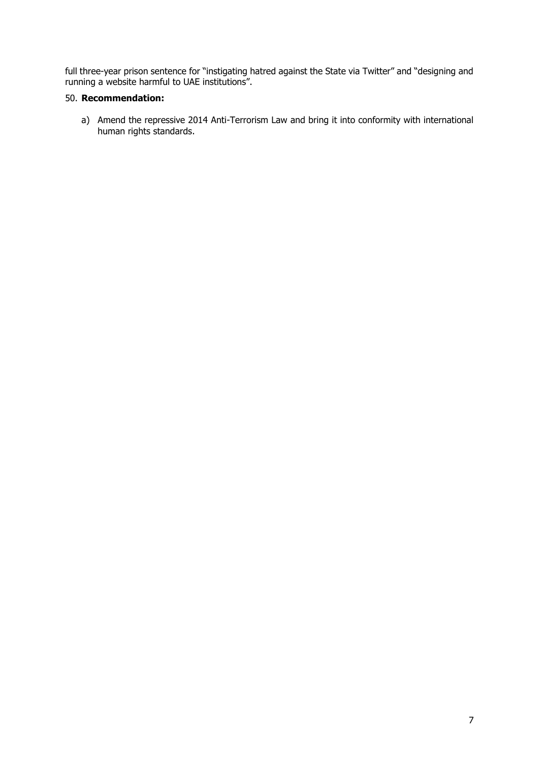full three-year prison sentence for "instigating hatred against the State via Twitter" and "designing and running a website harmful to UAE institutions".

50. **Recommendation:**

a) Amend the repressive 2014 Anti-Terrorism Law and bring it into conformity with international human rights standards.